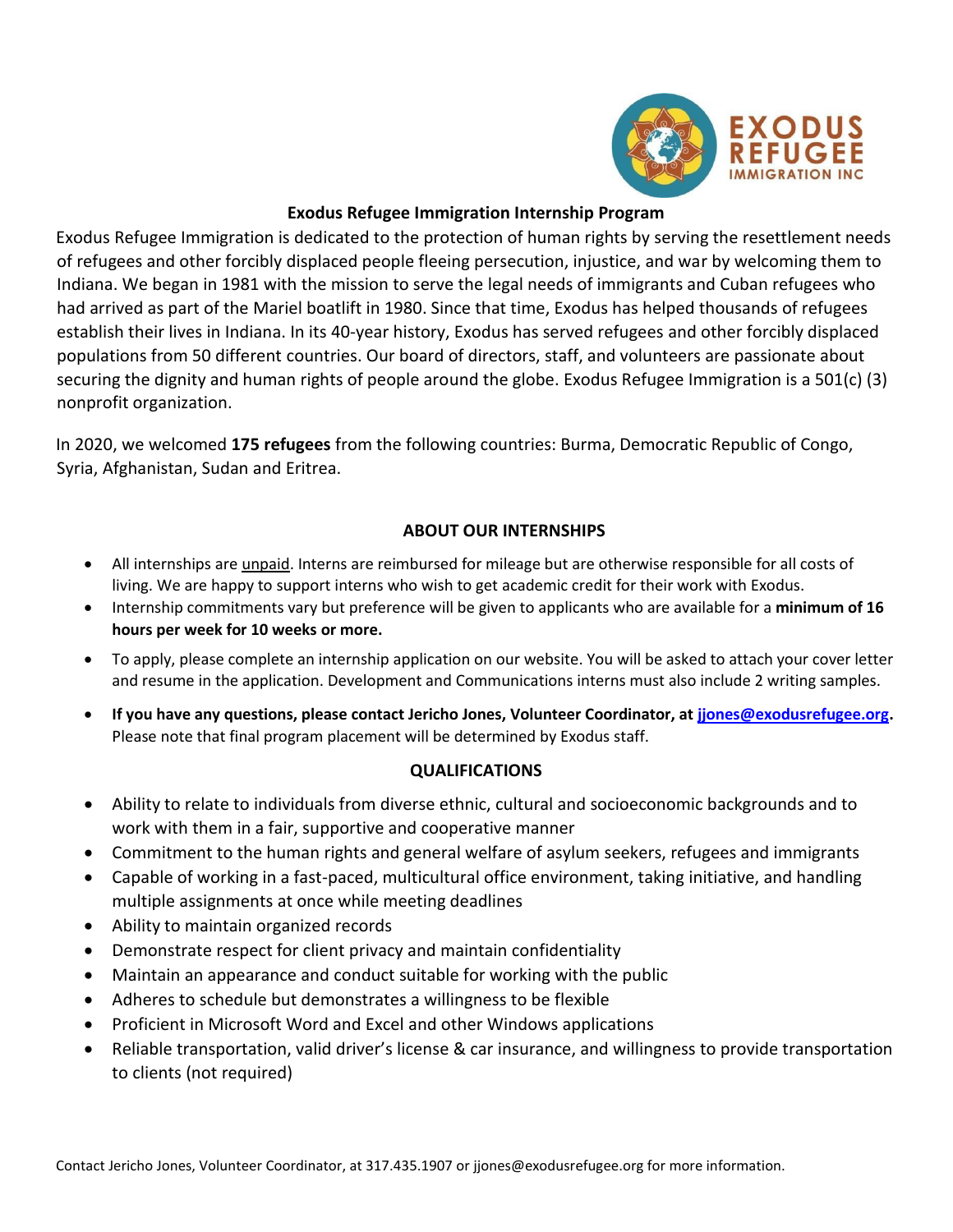EXODUS REFUGEE IMMIGRATION INC

## Exodus Refugee Immigration Internship Program

Exodus Refugee Immigration is dedicated to the protection of human rights by serving the resettlement needs of refugees and other forcibly displaced people fleeing persecution, injustice, and war by welcoming them to Indiana. We began in 1981 with the mission to serve the legal needs of immigrants and Cuban refugees who had arrived as part of the Mariel boatlift in 1980. Since that time, Exodus has helped thousands of refugees establish their lives in Indiana. In its 40-year history, Exodus has served refugees and other forcibly displaced populations from 50 different countries. Our board of directors, staff, and volunteers are passionate about securing the dignity and human rights of people around the globe. Exodus Refugee Immigration is a 501(c) (3) nonprofit organization.

In 2020, we welcomed **175 refugees** from the following countries: Burma, Democratic Republic of Congo, Syria, Afghanistan, Sudan and Eritrea.

### ABOUT OUR INTERNSHIPS

- All internships are unpaid. Interns are reimbursed for mileage but are otherwise responsible for all costs of living. We are happy to support interns who wish to get academic credit for their work with Exodus.
- Internship commitments vary but preference will be given to applicants who are available for a **minimum of 16 hours per week for 10 weeks or more.**
- To apply, please complete an internship application on our website. You will be asked to attach your cover letter and resume in the application. Development and Communications interns must also include 2 writing samples.
- **If you have any questions, please contact Jericho Jones, Volunteer Coordinator, at [jjones@exodusrefugee.org](mailto:jjones@exodusrefugee.org).** Please note that final program placement will be determined by Exodus staff.

### QUALIFICATIONS

- Ability to relate to individuals from diverse ethnic, cultural and socioeconomic backgrounds and to work with them in a fair, supportive and cooperative manner
- Commitment to the human rights and general welfare of asylum seekers, refugees and immigrants
- Capable of working in a fast-paced, multicultural office environment, taking initiative, and handling multiple assignments at once while meeting deadlines
- Ability to maintain organized records
- Demonstrate respect for client privacy and maintain confidentiality
- Maintain an appearance and conduct suitable for working with the public
- Adheres to schedule but demonstrates a willingness to be flexible
- Proficient in Microsoft Word and Excel and other Windows applications
- Reliable transportation, valid driver's license & car insurance, and willingness to provide transportation to clients (not required)

Contact Jericho Jones, Volunteer Coordinator, at 317.435.1907 or jjones@exodusrefugee.org for more information.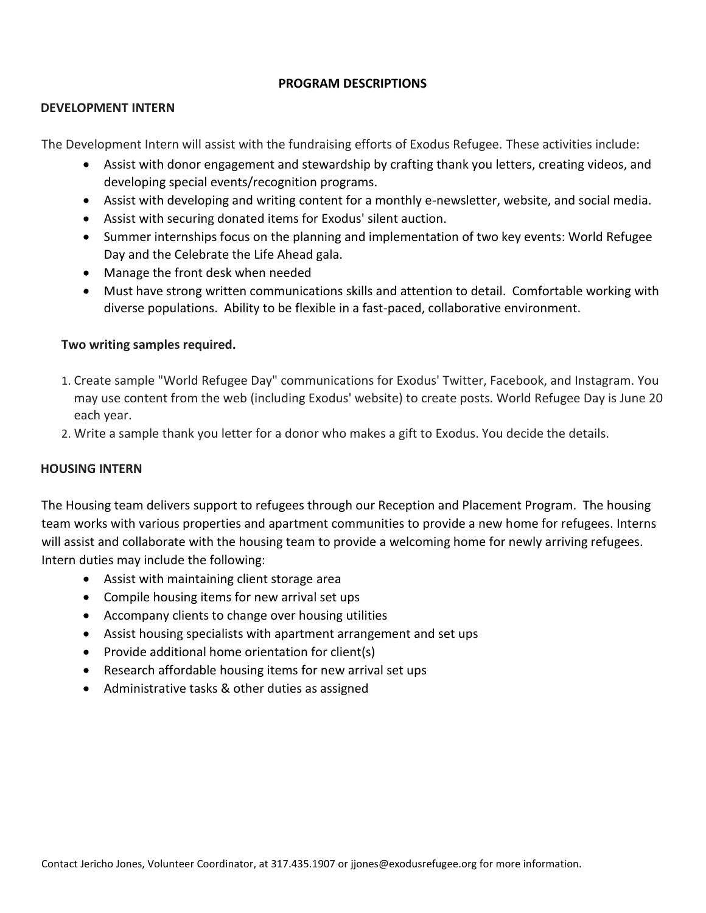# PROGRAM DESCRIPTIONS

## DEVELOPMENT INTERN

The Development Intern will assist with the fundraising efforts of Exodus Refugee. These activities include:

- Assist with donor engagement and stewardship by crafting thank you letters, creating videos, and developing special events/recognition programs.
- Assist with developing and writing content for a monthly e-newsletter, website, and social media.
- Assist with securing donated items for Exodus' silent auction.
- Summer internships focus on the planning and implementation of two key events: World Refugee Day and the Celebrate the Life Ahead gala.
- Manage the front desk when needed
- Must have strong written communications skills and attention to detail. Comfortable working with diverse populations. Ability to be flexible in a fast-paced, collaborative environment.

**Two writing samples required.**

1. Create sample "World Refugee Day" communications for Exodus' Twitter, Facebook, and Instagram. You may use content from the web (including Exodus' website) to create posts. World Refugee Day is June 20 each year.
2. Write a sample thank you letter for a donor who makes a gift to Exodus. You decide the details.

## HOUSING INTERN

The Housing team delivers support to refugees through our Reception and Placement Program. The housing team works with various properties and apartment communities to provide a new home for refugees. Interns will assist and collaborate with the housing team to provide a welcoming home for newly arriving refugees. Intern duties may include the following:

- Assist with maintaining client storage area
- Compile housing items for new arrival set ups
- Accompany clients to change over housing utilities
- Assist housing specialists with apartment arrangement and set ups
- Provide additional home orientation for client(s)
- Research affordable housing items for new arrival set ups
- Administrative tasks & other duties as assigned

Contact Jericho Jones, Volunteer Coordinator, at 317.435.1907 or jjones@exodusrefugee.org for more information.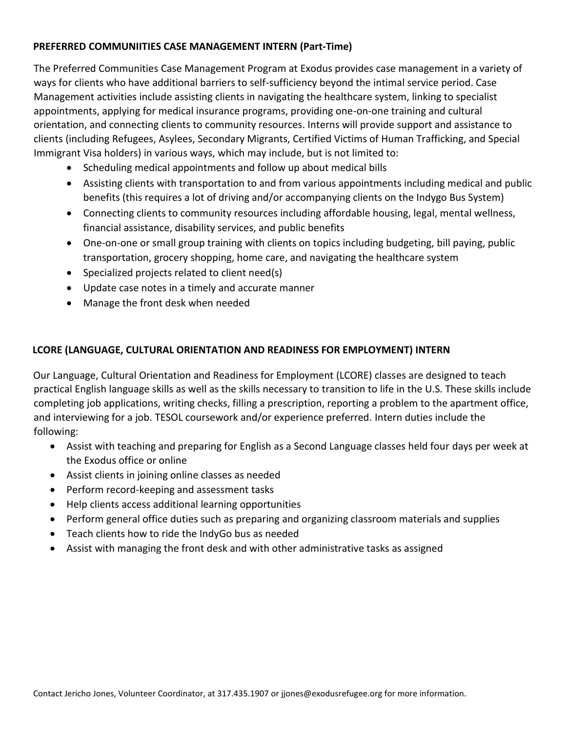**PREFERRED COMMUNIITIES CASE MANAGEMENT INTERN (Part-Time)**

The Preferred Communities Case Management Program at Exodus provides case management in a variety of ways for clients who have additional barriers to self-sufficiency beyond the intimal service period. Case Management activities include assisting clients in navigating the healthcare system, linking to specialist appointments, applying for medical insurance programs, providing one-on-one training and cultural orientation, and connecting clients to community resources. Interns will provide support and assistance to clients (including Refugees, Asylees, Secondary Migrants, Certified Victims of Human Trafficking, and Special Immigrant Visa holders) in various ways, which may include, but is not limited to:

- Scheduling medical appointments and follow up about medical bills
- Assisting clients with transportation to and from various appointments including medical and public benefits (this requires a lot of driving and/or accompanying clients on the Indygo Bus System)
- Connecting clients to community resources including affordable housing, legal, mental wellness, financial assistance, disability services, and public benefits
- One-on-one or small group training with clients on topics including budgeting, bill paying, public transportation, grocery shopping, home care, and navigating the healthcare system
- Specialized projects related to client need(s)
- Update case notes in a timely and accurate manner
- Manage the front desk when needed

**LCORE (LANGUAGE, CULTURAL ORIENTATION AND READINESS FOR EMPLOYMENT) INTERN**

Our Language, Cultural Orientation and Readiness for Employment (LCORE) classes are designed to teach practical English language skills as well as the skills necessary to transition to life in the U.S. These skills include completing job applications, writing checks, filling a prescription, reporting a problem to the apartment office, and interviewing for a job. TESOL coursework and/or experience preferred. Intern duties include the following:

- Assist with teaching and preparing for English as a Second Language classes held four days per week at the Exodus office or online
- Assist clients in joining online classes as needed
- Perform record-keeping and assessment tasks
- Help clients access additional learning opportunities
- Perform general office duties such as preparing and organizing classroom materials and supplies
- Teach clients how to ride the IndyGo bus as needed
- Assist with managing the front desk and with other administrative tasks as assigned

Contact Jericho Jones, Volunteer Coordinator, at 317.435.1907 or jjones@exodusrefugee.org for more information.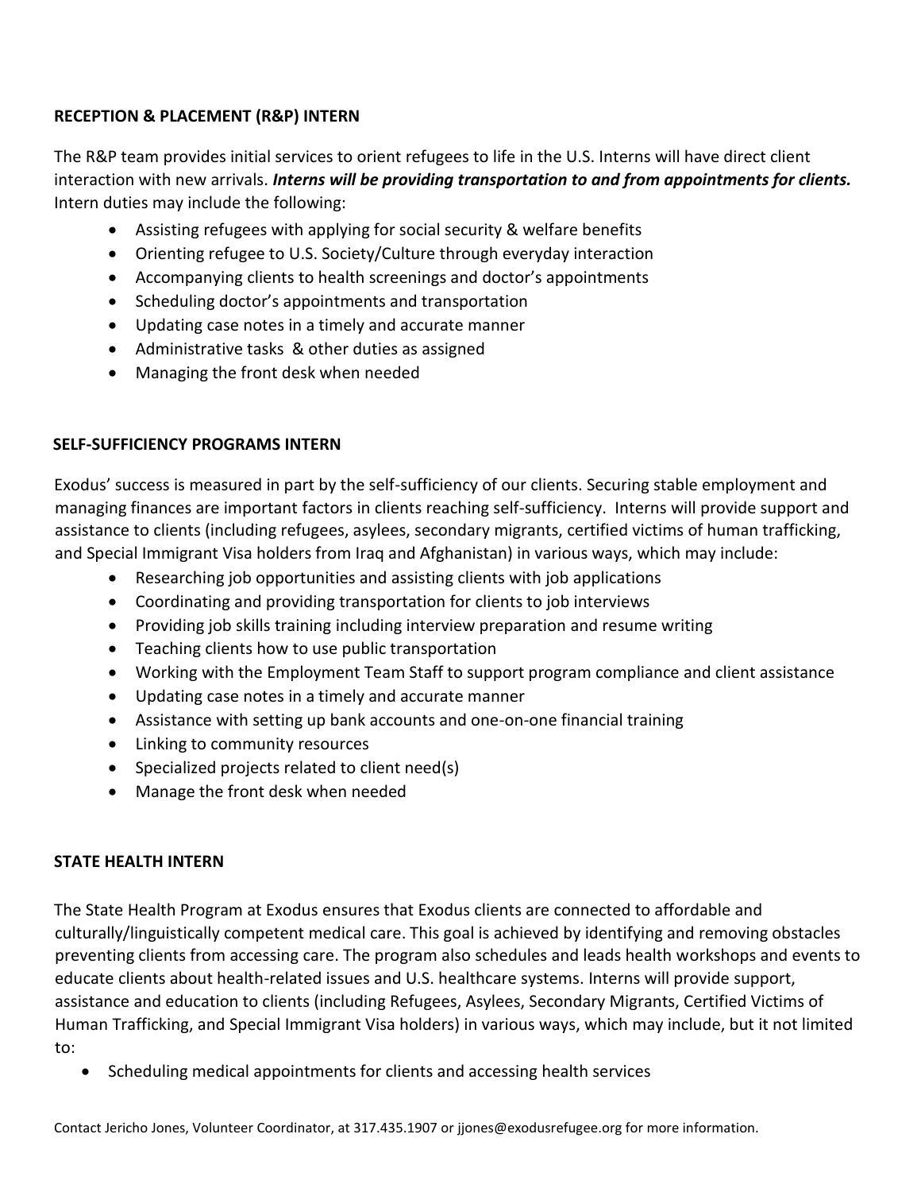## RECEPTION & PLACEMENT (R&P) INTERN

The R&P team provides initial services to orient refugees to life in the U.S. Interns will have direct client interaction with new arrivals. ***Interns will be providing transportation to and from appointments for clients.*** Intern duties may include the following:

- Assisting refugees with applying for social security & welfare benefits
- Orienting refugee to U.S. Society/Culture through everyday interaction
- Accompanying clients to health screenings and doctor's appointments
- Scheduling doctor's appointments and transportation
- Updating case notes in a timely and accurate manner
- Administrative tasks & other duties as assigned
- Managing the front desk when needed

## SELF-SUFFICIENCY PROGRAMS INTERN

Exodus' success is measured in part by the self-sufficiency of our clients. Securing stable employment and managing finances are important factors in clients reaching self-sufficiency. Interns will provide support and assistance to clients (including refugees, asylees, secondary migrants, certified victims of human trafficking, and Special Immigrant Visa holders from Iraq and Afghanistan) in various ways, which may include:

- Researching job opportunities and assisting clients with job applications
- Coordinating and providing transportation for clients to job interviews
- Providing job skills training including interview preparation and resume writing
- Teaching clients how to use public transportation
- Working with the Employment Team Staff to support program compliance and client assistance
- Updating case notes in a timely and accurate manner
- Assistance with setting up bank accounts and one-on-one financial training
- Linking to community resources
- Specialized projects related to client need(s)
- Manage the front desk when needed

## STATE HEALTH INTERN

The State Health Program at Exodus ensures that Exodus clients are connected to affordable and culturally/linguistically competent medical care. This goal is achieved by identifying and removing obstacles preventing clients from accessing care. The program also schedules and leads health workshops and events to educate clients about health-related issues and U.S. healthcare systems. Interns will provide support, assistance and education to clients (including Refugees, Asylees, Secondary Migrants, Certified Victims of Human Trafficking, and Special Immigrant Visa holders) in various ways, which may include, but it not limited to:

- Scheduling medical appointments for clients and accessing health services

Contact Jericho Jones, Volunteer Coordinator, at 317.435.1907 or jjones@exodusrefugee.org for more information.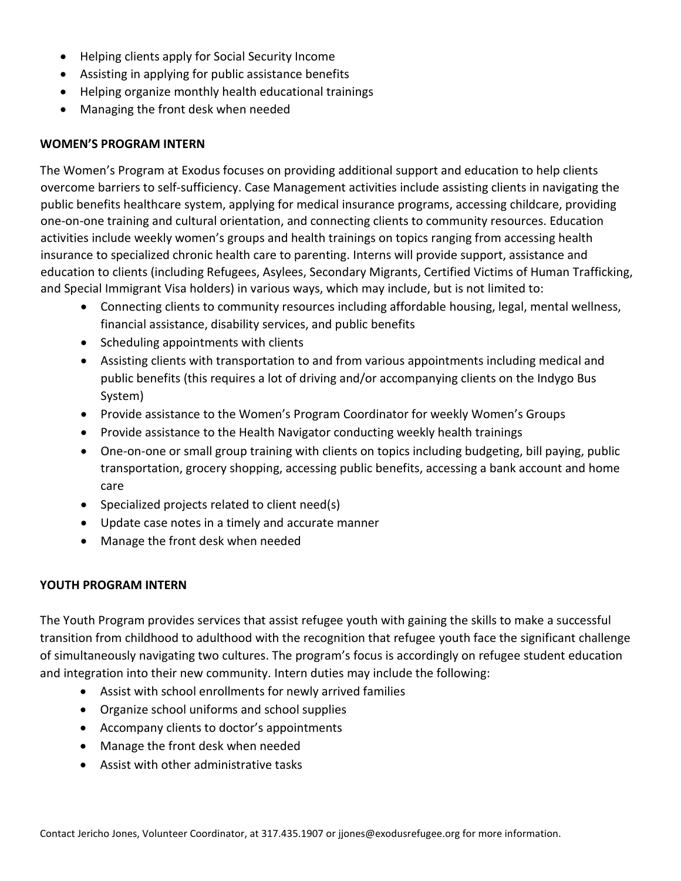- Helping clients apply for Social Security Income
- Assisting in applying for public assistance benefits
- Helping organize monthly health educational trainings
- Managing the front desk when needed

**WOMEN'S PROGRAM INTERN**

The Women's Program at Exodus focuses on providing additional support and education to help clients overcome barriers to self-sufficiency. Case Management activities include assisting clients in navigating the public benefits healthcare system, applying for medical insurance programs, accessing childcare, providing one-on-one training and cultural orientation, and connecting clients to community resources. Education activities include weekly women's groups and health trainings on topics ranging from accessing health insurance to specialized chronic health care to parenting. Interns will provide support, assistance and education to clients (including Refugees, Asylees, Secondary Migrants, Certified Victims of Human Trafficking, and Special Immigrant Visa holders) in various ways, which may include, but is not limited to:

- Connecting clients to community resources including affordable housing, legal, mental wellness, financial assistance, disability services, and public benefits
- Scheduling appointments with clients
- Assisting clients with transportation to and from various appointments including medical and public benefits (this requires a lot of driving and/or accompanying clients on the Indygo Bus System)
- Provide assistance to the Women's Program Coordinator for weekly Women's Groups
- Provide assistance to the Health Navigator conducting weekly health trainings
- One-on-one or small group training with clients on topics including budgeting, bill paying, public transportation, grocery shopping, accessing public benefits, accessing a bank account and home care
- Specialized projects related to client need(s)
- Update case notes in a timely and accurate manner
- Manage the front desk when needed

**YOUTH PROGRAM INTERN**

The Youth Program provides services that assist refugee youth with gaining the skills to make a successful transition from childhood to adulthood with the recognition that refugee youth face the significant challenge of simultaneously navigating two cultures. The program's focus is accordingly on refugee student education and integration into their new community. Intern duties may include the following:

- Assist with school enrollments for newly arrived families
- Organize school uniforms and school supplies
- Accompany clients to doctor's appointments
- Manage the front desk when needed
- Assist with other administrative tasks

Contact Jericho Jones, Volunteer Coordinator, at 317.435.1907 or jjones@exodusrefugee.org for more information.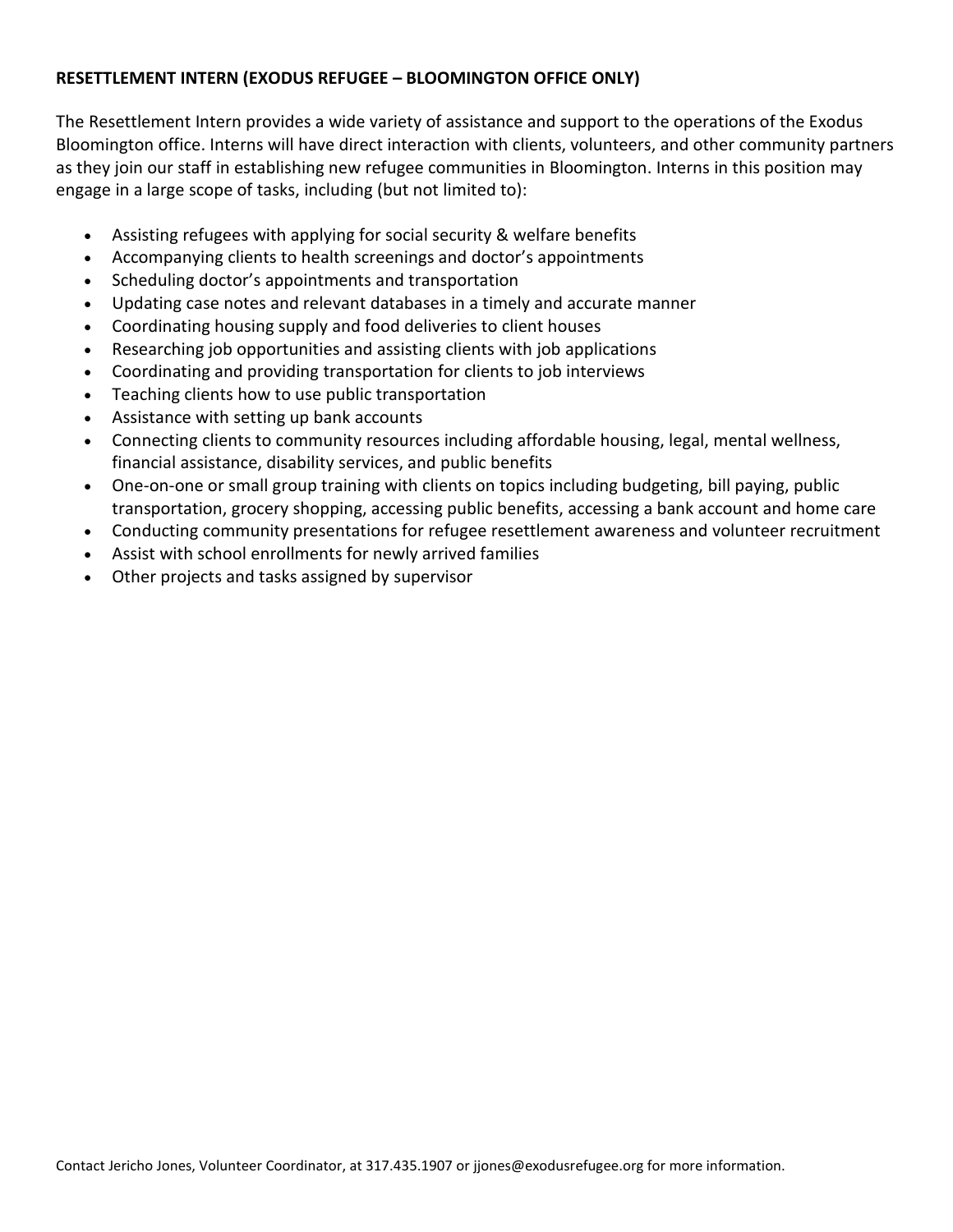**RESETTLEMENT INTERN (EXODUS REFUGEE – BLOOMINGTON OFFICE ONLY)**

The Resettlement Intern provides a wide variety of assistance and support to the operations of the Exodus Bloomington office. Interns will have direct interaction with clients, volunteers, and other community partners as they join our staff in establishing new refugee communities in Bloomington. Interns in this position may engage in a large scope of tasks, including (but not limited to):

- Assisting refugees with applying for social security & welfare benefits
- Accompanying clients to health screenings and doctor's appointments
- Scheduling doctor's appointments and transportation
- Updating case notes and relevant databases in a timely and accurate manner
- Coordinating housing supply and food deliveries to client houses
- Researching job opportunities and assisting clients with job applications
- Coordinating and providing transportation for clients to job interviews
- Teaching clients how to use public transportation
- Assistance with setting up bank accounts
- Connecting clients to community resources including affordable housing, legal, mental wellness, financial assistance, disability services, and public benefits
- One-on-one or small group training with clients on topics including budgeting, bill paying, public transportation, grocery shopping, accessing public benefits, accessing a bank account and home care
- Conducting community presentations for refugee resettlement awareness and volunteer recruitment
- Assist with school enrollments for newly arrived families
- Other projects and tasks assigned by supervisor

Contact Jericho Jones, Volunteer Coordinator, at 317.435.1907 or jjones@exodusrefugee.org for more information.